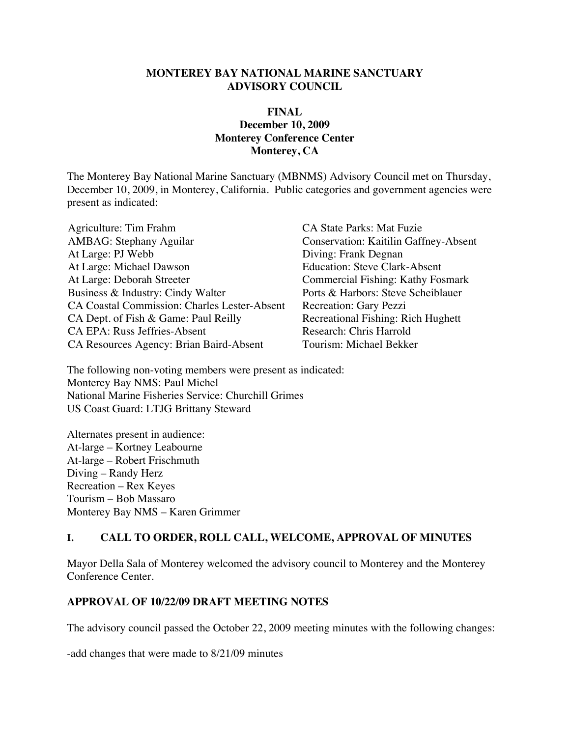**MONTEREY BAY NATIONAL MARINE SANCTUARY**
**ADVISORY COUNCIL**

**FINAL**
**December 10, 2009**
**Monterey Conference Center**
**Monterey, CA**

The Monterey Bay National Marine Sanctuary (MBNMS) Advisory Council met on Thursday, December 10, 2009, in Monterey, California. Public categories and government agencies were present as indicated:

Agriculture: Tim Frahm
AMBAG: Stephany Aguilar
At Large: PJ Webb
At Large: Michael Dawson
At Large: Deborah Streeter
Business & Industry: Cindy Walter
CA Coastal Commission: Charles Lester-Absent
CA Dept. of Fish & Game: Paul Reilly
CA EPA: Russ Jeffries-Absent
CA Resources Agency: Brian Baird-Absent
CA State Parks: Mat Fuzie
Conservation: Kaitilin Gaffney-Absent
Diving: Frank Degnan
Education: Steve Clark-Absent
Commercial Fishing: Kathy Fosmark
Ports & Harbors: Steve Scheiblauer
Recreation: Gary Pezzi
Recreational Fishing: Rich Hughett
Research: Chris Harrold
Tourism: Michael Bekker

The following non-voting members were present as indicated:
Monterey Bay NMS: Paul Michel
National Marine Fisheries Service: Churchill Grimes
US Coast Guard: LTJG Brittany Steward

Alternates present in audience:
At-large – Kortney Leabourne
At-large – Robert Frischmuth
Diving – Randy Herz
Recreation – Rex Keyes
Tourism – Bob Massaro
Monterey Bay NMS – Karen Grimmer

## I. CALL TO ORDER, ROLL CALL, WELCOME, APPROVAL OF MINUTES

Mayor Della Sala of Monterey welcomed the advisory council to Monterey and the Monterey Conference Center.

### APPROVAL OF 10/22/09 DRAFT MEETING NOTES

The advisory council passed the October 22, 2009 meeting minutes with the following changes:

-add changes that were made to 8/21/09 minutes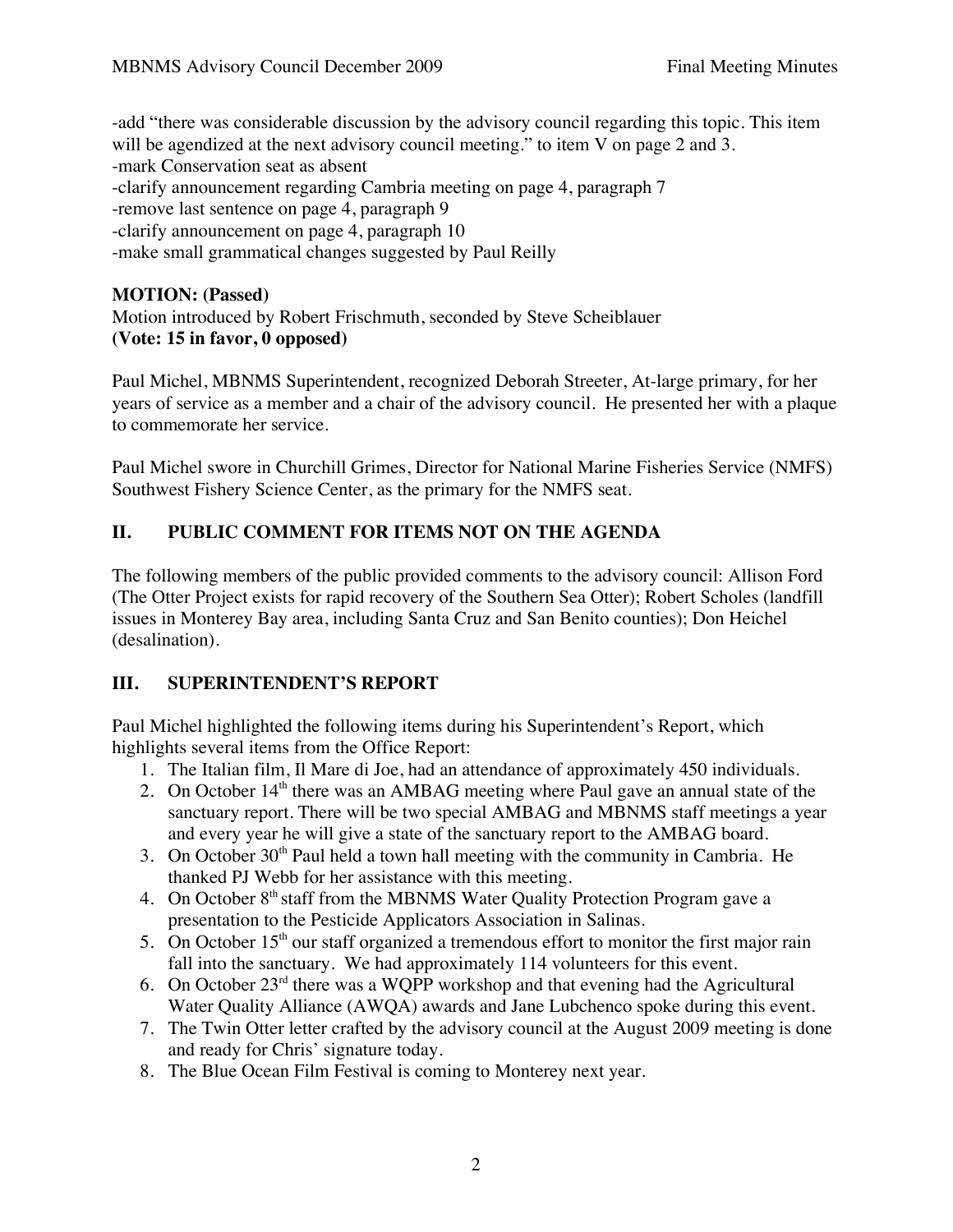-add "there was considerable discussion by the advisory council regarding this topic. This item will be agendized at the next advisory council meeting." to item V on page 2 and 3.
-mark Conservation seat as absent
-clarify announcement regarding Cambria meeting on page 4, paragraph 7
-remove last sentence on page 4, paragraph 9
-clarify announcement on page 4, paragraph 10
-make small grammatical changes suggested by Paul Reilly

**MOTION: (Passed)**
Motion introduced by Robert Frischmuth, seconded by Steve Scheiblauer
**(Vote: 15 in favor, 0 opposed)**

Paul Michel, MBNMS Superintendent, recognized Deborah Streeter, At-large primary, for her years of service as a member and a chair of the advisory council. He presented her with a plaque to commemorate her service.

Paul Michel swore in Churchill Grimes, Director for National Marine Fisheries Service (NMFS) Southwest Fishery Science Center, as the primary for the NMFS seat.

## II. PUBLIC COMMENT FOR ITEMS NOT ON THE AGENDA

The following members of the public provided comments to the advisory council: Allison Ford (The Otter Project exists for rapid recovery of the Southern Sea Otter); Robert Scholes (landfill issues in Monterey Bay area, including Santa Cruz and San Benito counties); Don Heichel (desalination).

## III. SUPERINTENDENT'S REPORT

Paul Michel highlighted the following items during his Superintendent's Report, which highlights several items from the Office Report:

1. The Italian film, Il Mare di Joe, had an attendance of approximately 450 individuals.
2. On October 14th there was an AMBAG meeting where Paul gave an annual state of the sanctuary report. There will be two special AMBAG and MBNMS staff meetings a year and every year he will give a state of the sanctuary report to the AMBAG board.
3. On October 30th Paul held a town hall meeting with the community in Cambria. He thanked PJ Webb for her assistance with this meeting.
4. On October 8th staff from the MBNMS Water Quality Protection Program gave a presentation to the Pesticide Applicators Association in Salinas.
5. On October 15th our staff organized a tremendous effort to monitor the first major rain fall into the sanctuary. We had approximately 114 volunteers for this event.
6. On October 23rd there was a WQPP workshop and that evening had the Agricultural Water Quality Alliance (AWQA) awards and Jane Lubchenco spoke during this event.
7. The Twin Otter letter crafted by the advisory council at the August 2009 meeting is done and ready for Chris' signature today.
8. The Blue Ocean Film Festival is coming to Monterey next year.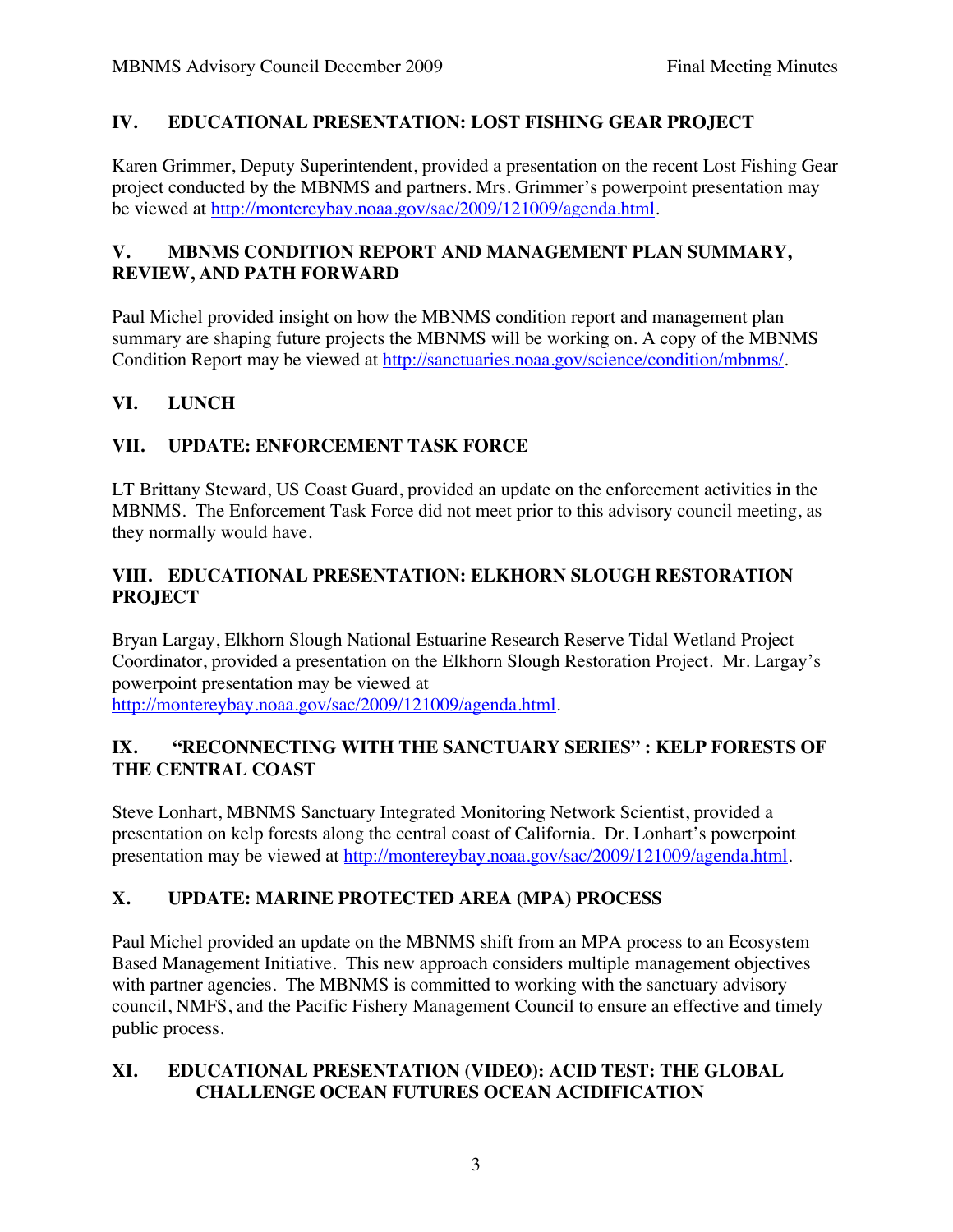## IV. EDUCATIONAL PRESENTATION: LOST FISHING GEAR PROJECT

Karen Grimmer, Deputy Superintendent, provided a presentation on the recent Lost Fishing Gear project conducted by the MBNMS and partners. Mrs. Grimmer's powerpoint presentation may be viewed at http://montereybay.noaa.gov/sac/2009/121009/agenda.html.

## V. MBNMS CONDITION REPORT AND MANAGEMENT PLAN SUMMARY, REVIEW, AND PATH FORWARD

Paul Michel provided insight on how the MBNMS condition report and management plan summary are shaping future projects the MBNMS will be working on. A copy of the MBNMS Condition Report may be viewed at http://sanctuaries.noaa.gov/science/condition/mbnms/.

## VI. LUNCH

## VII. UPDATE: ENFORCEMENT TASK FORCE

LT Brittany Steward, US Coast Guard, provided an update on the enforcement activities in the MBNMS. The Enforcement Task Force did not meet prior to this advisory council meeting, as they normally would have.

## VIII. EDUCATIONAL PRESENTATION: ELKHORN SLOUGH RESTORATION PROJECT

Bryan Largay, Elkhorn Slough National Estuarine Research Reserve Tidal Wetland Project Coordinator, provided a presentation on the Elkhorn Slough Restoration Project. Mr. Largay's powerpoint presentation may be viewed at http://montereybay.noaa.gov/sac/2009/121009/agenda.html.

## IX. "RECONNECTING WITH THE SANCTUARY SERIES" : KELP FORESTS OF THE CENTRAL COAST

Steve Lonhart, MBNMS Sanctuary Integrated Monitoring Network Scientist, provided a presentation on kelp forests along the central coast of California. Dr. Lonhart's powerpoint presentation may be viewed at http://montereybay.noaa.gov/sac/2009/121009/agenda.html.

## X. UPDATE: MARINE PROTECTED AREA (MPA) PROCESS

Paul Michel provided an update on the MBNMS shift from an MPA process to an Ecosystem Based Management Initiative. This new approach considers multiple management objectives with partner agencies. The MBNMS is committed to working with the sanctuary advisory council, NMFS, and the Pacific Fishery Management Council to ensure an effective and timely public process.

## XI. EDUCATIONAL PRESENTATION (VIDEO): ACID TEST: THE GLOBAL CHALLENGE OCEAN FUTURES OCEAN ACIDIFICATION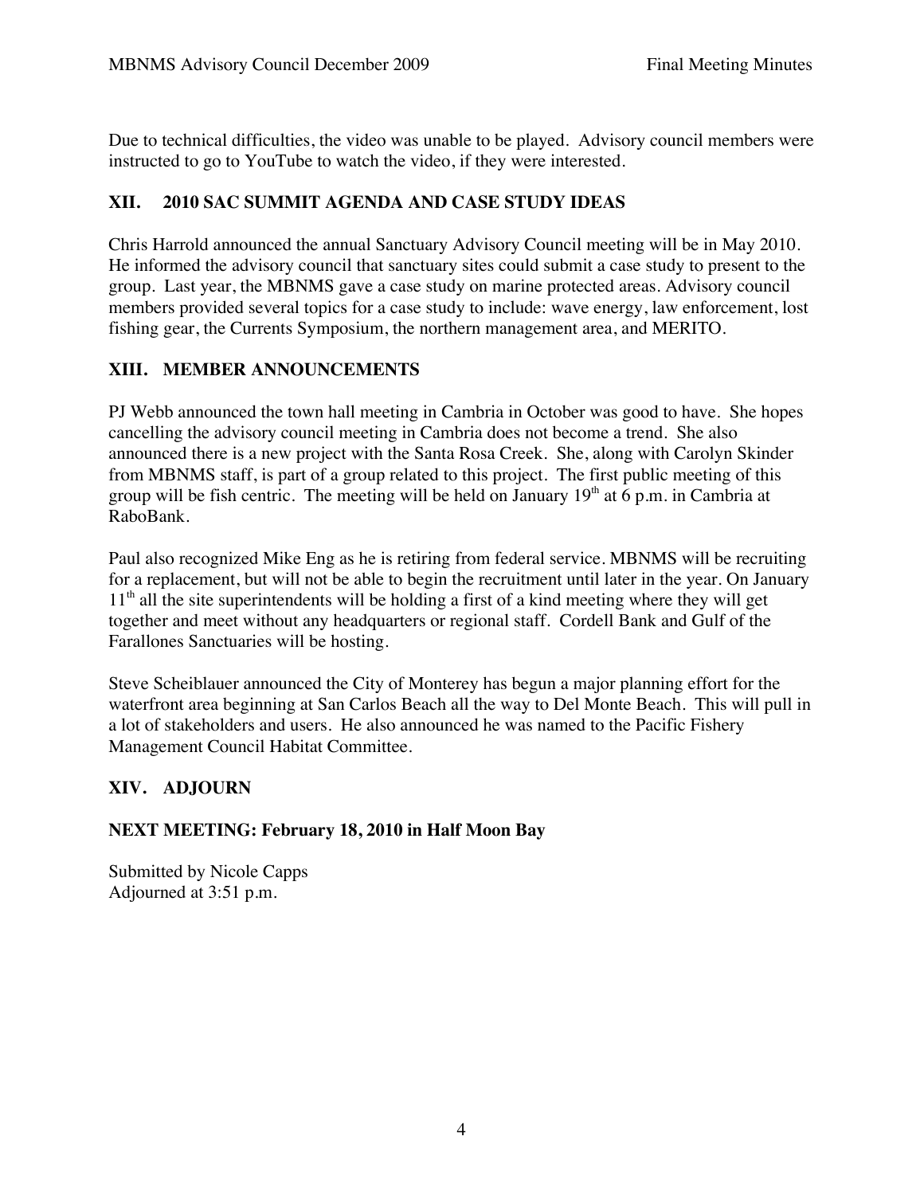Due to technical difficulties, the video was unable to be played. Advisory council members were instructed to go to YouTube to watch the video, if they were interested.

## XII. 2010 SAC SUMMIT AGENDA AND CASE STUDY IDEAS

Chris Harrold announced the annual Sanctuary Advisory Council meeting will be in May 2010. He informed the advisory council that sanctuary sites could submit a case study to present to the group. Last year, the MBNMS gave a case study on marine protected areas. Advisory council members provided several topics for a case study to include: wave energy, law enforcement, lost fishing gear, the Currents Symposium, the northern management area, and MERITO.

## XIII. MEMBER ANNOUNCEMENTS

PJ Webb announced the town hall meeting in Cambria in October was good to have. She hopes cancelling the advisory council meeting in Cambria does not become a trend. She also announced there is a new project with the Santa Rosa Creek. She, along with Carolyn Skinder from MBNMS staff, is part of a group related to this project. The first public meeting of this group will be fish centric. The meeting will be held on January 19th at 6 p.m. in Cambria at RaboBank.

Paul also recognized Mike Eng as he is retiring from federal service. MBNMS will be recruiting for a replacement, but will not be able to begin the recruitment until later in the year. On January 11th all the site superintendents will be holding a first of a kind meeting where they will get together and meet without any headquarters or regional staff. Cordell Bank and Gulf of the Farallones Sanctuaries will be hosting.

Steve Scheiblauer announced the City of Monterey has begun a major planning effort for the waterfront area beginning at San Carlos Beach all the way to Del Monte Beach. This will pull in a lot of stakeholders and users. He also announced he was named to the Pacific Fishery Management Council Habitat Committee.

## XIV. ADJOURN

**NEXT MEETING: February 18, 2010 in Half Moon Bay**

Submitted by Nicole Capps
Adjourned at 3:51 p.m.